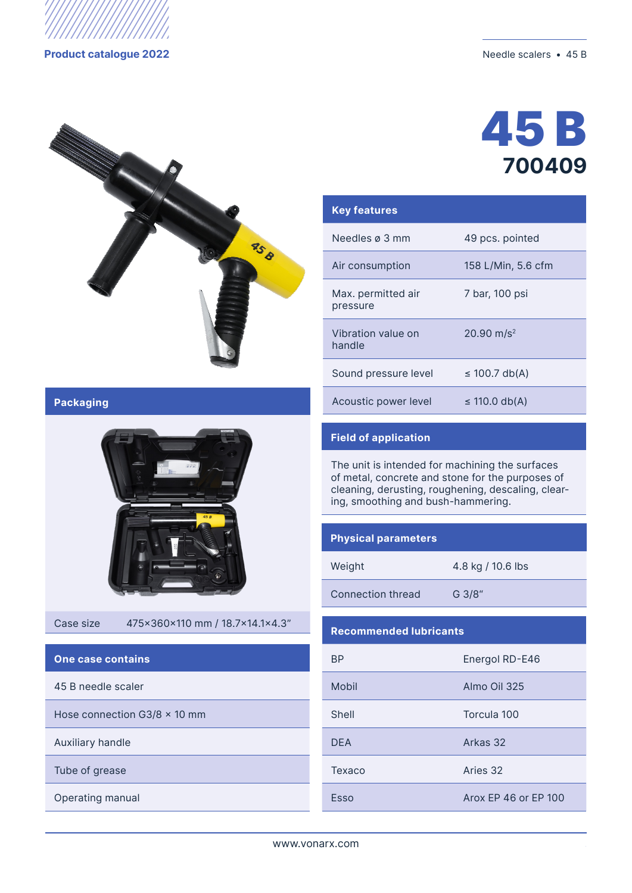Product catalogue 2022

# 45 B

## 700409

## Key features

| | |
|---|---|
| Needles ø 3 mm | 49 pcs. pointed |
| Air consumption | 158 L/Min, 5.6 cfm |
| Max. permitted air pressure | 7 bar, 100 psi |
| Vibration value on handle | 20.90 m/s² |
| Sound pressure level | ≤ 100.7 db(A) |
| Acoustic power level | ≤ 110.0 db(A) |

## Packaging

| | |
|---|---|
| Case size | 475×360×110 mm / 18.7×14.1×4.3″ |

## One case contains

- 45 B needle scaler
- Hose connection G3/8 × 10 mm
- Auxiliary handle
- Tube of grease
- Operating manual

## Field of application

The unit is intended for machining the surfaces of metal, concrete and stone for the purposes of cleaning, derusting, roughening, descaling, clearing, smoothing and bush-hammering.

## Physical parameters

| | |
|---|---|
| Weight | 4.8 kg / 10.6 lbs |
| Connection thread | G 3/8″ |

## Recommended lubricants

| | |
|---|---|
| BP | Energol RD-E46 |
| Mobil | Almo Oil 325 |
| Shell | Torcula 100 |
| DEA | Arkas 32 |
| Texaco | Aries 32 |
| Esso | Arox EP 46 or EP 100 |

www.vonarx.com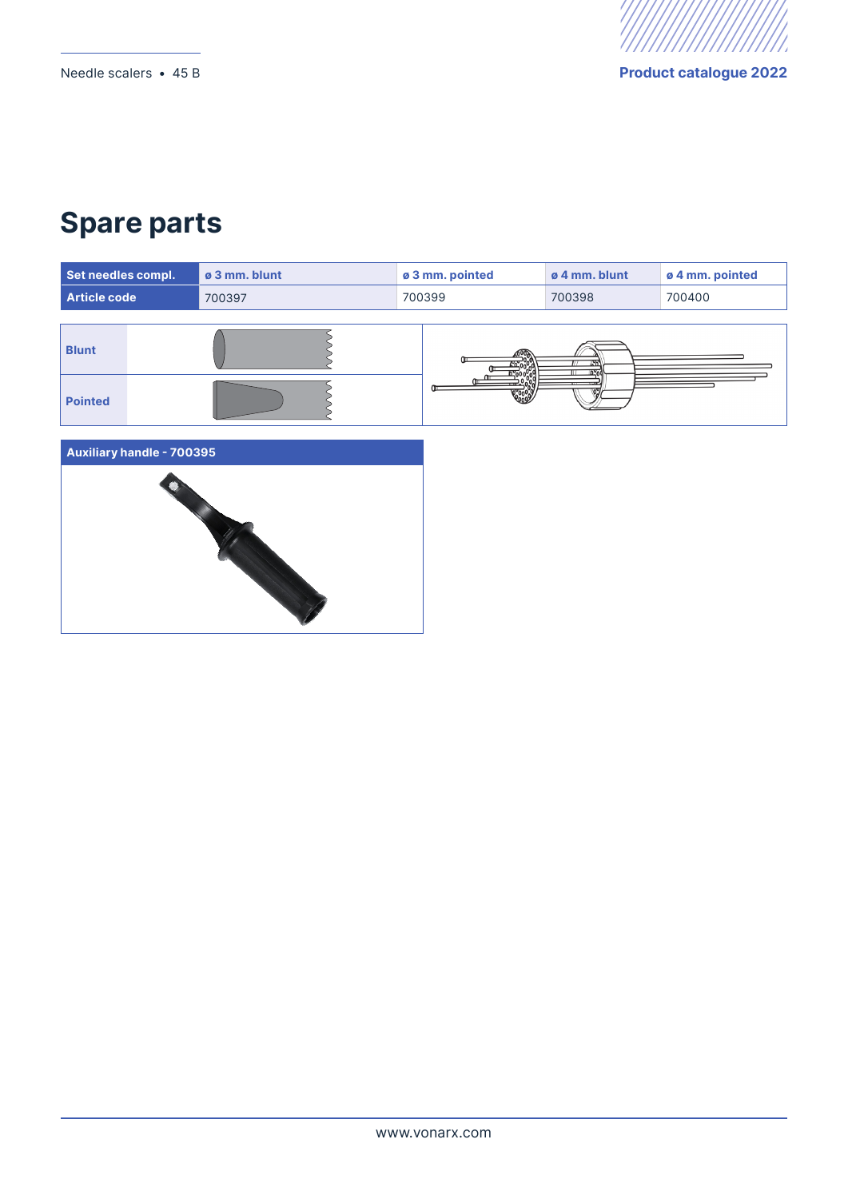# Spare parts

| Set needles compl. | ø 3 mm. blunt | ø 3 mm. pointed | ø 4 mm. blunt | ø 4 mm. pointed |
|---|---|---|---|---|
| Article code | 700397 | 700399 | 700398 | 700400 |

Blunt

Pointed

**Auxiliary handle - 700395**